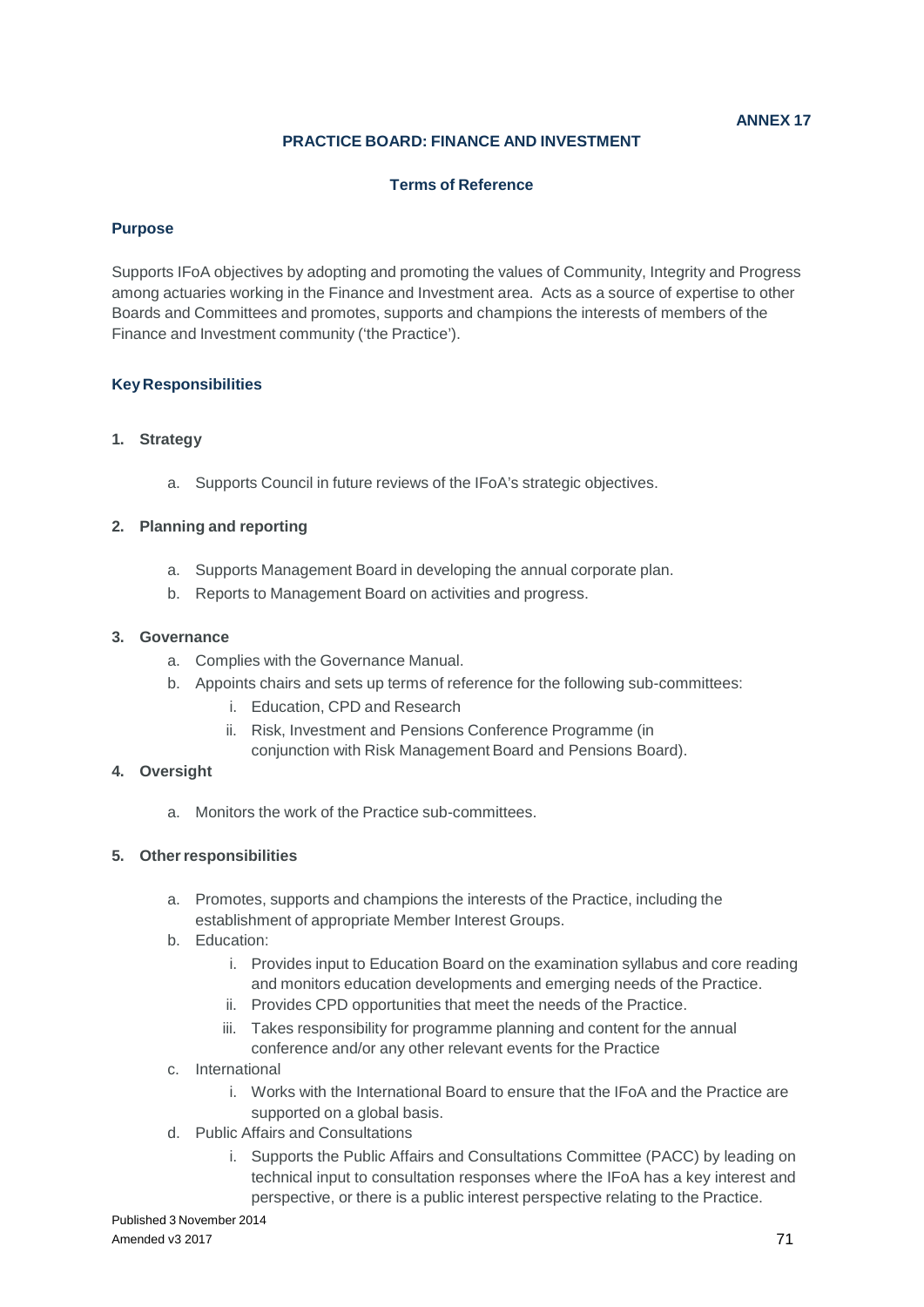**ANNEX 17**

# PRACTICE BOARD: FINANCE AND INVESTMENT

## Terms of Reference

### Purpose

Supports IFoA objectives by adopting and promoting the values of Community, Integrity and Progress among actuaries working in the Finance and Investment area. Acts as a source of expertise to other Boards and Committees and promotes, supports and champions the interests of members of the Finance and Investment community ('the Practice').

### Key Responsibilities

1. **Strategy**

   a. Supports Council in future reviews of the IFoA's strategic objectives.

2. **Planning and reporting**

   a. Supports Management Board in developing the annual corporate plan.
   b. Reports to Management Board on activities and progress.

3. **Governance**

   a. Complies with the Governance Manual.
   b. Appoints chairs and sets up terms of reference for the following sub-committees:
      i. Education, CPD and Research
      ii. Risk, Investment and Pensions Conference Programme (in conjunction with Risk Management Board and Pensions Board).

4. **Oversight**

   a. Monitors the work of the Practice sub-committees.

5. **Other responsibilities**

   a. Promotes, supports and champions the interests of the Practice, including the establishment of appropriate Member Interest Groups.
   b. Education:
      i. Provides input to Education Board on the examination syllabus and core reading and monitors education developments and emerging needs of the Practice.
      ii. Provides CPD opportunities that meet the needs of the Practice.
      iii. Takes responsibility for programme planning and content for the annual conference and/or any other relevant events for the Practice
   c. International
      i. Works with the International Board to ensure that the IFoA and the Practice are supported on a global basis.
   d. Public Affairs and Consultations
      i. Supports the Public Affairs and Consultations Committee (PACC) by leading on technical input to consultation responses where the IFoA has a key interest and perspective, or there is a public interest perspective relating to the Practice.

Published 3 November 2014
Amended v3 2017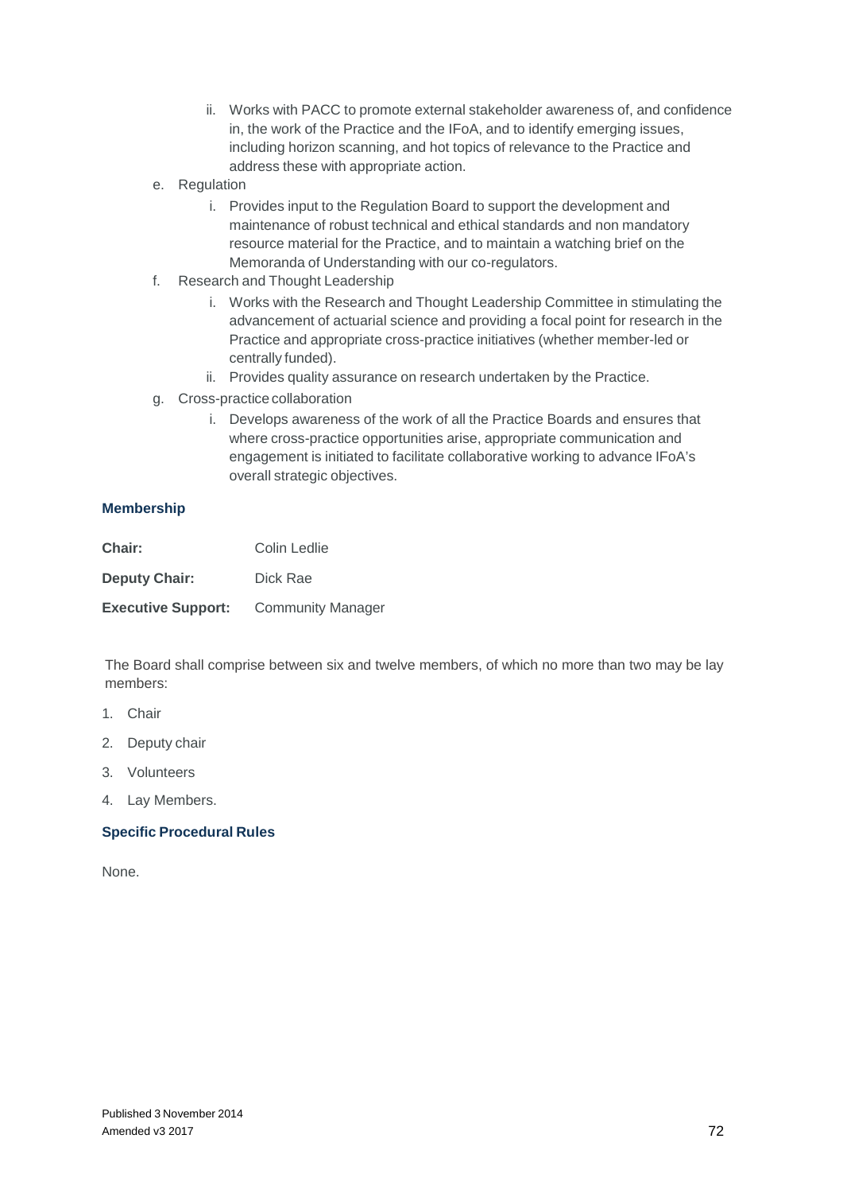ii. Works with PACC to promote external stakeholder awareness of, and confidence in, the work of the Practice and the IFoA, and to identify emerging issues, including horizon scanning, and hot topics of relevance to the Practice and address these with appropriate action.

e. Regulation

   i. Provides input to the Regulation Board to support the development and maintenance of robust technical and ethical standards and non mandatory resource material for the Practice, and to maintain a watching brief on the Memoranda of Understanding with our co-regulators.

f. Research and Thought Leadership

   i. Works with the Research and Thought Leadership Committee in stimulating the advancement of actuarial science and providing a focal point for research in the Practice and appropriate cross-practice initiatives (whether member-led or centrally funded).

   ii. Provides quality assurance on research undertaken by the Practice.

g. Cross-practice collaboration

   i. Develops awareness of the work of all the Practice Boards and ensures that where cross-practice opportunities arise, appropriate communication and engagement is initiated to facilitate collaborative working to advance IFoA's overall strategic objectives.

### Membership

| | |
|---|---|
| **Chair:** | Colin Ledlie |
| **Deputy Chair:** | Dick Rae |
| **Executive Support:** | Community Manager |

The Board shall comprise between six and twelve members, of which no more than two may be lay members:

1. Chair
2. Deputy chair
3. Volunteers
4. Lay Members.

### Specific Procedural Rules

None.

Published 3 November 2014
Amended v3 2017